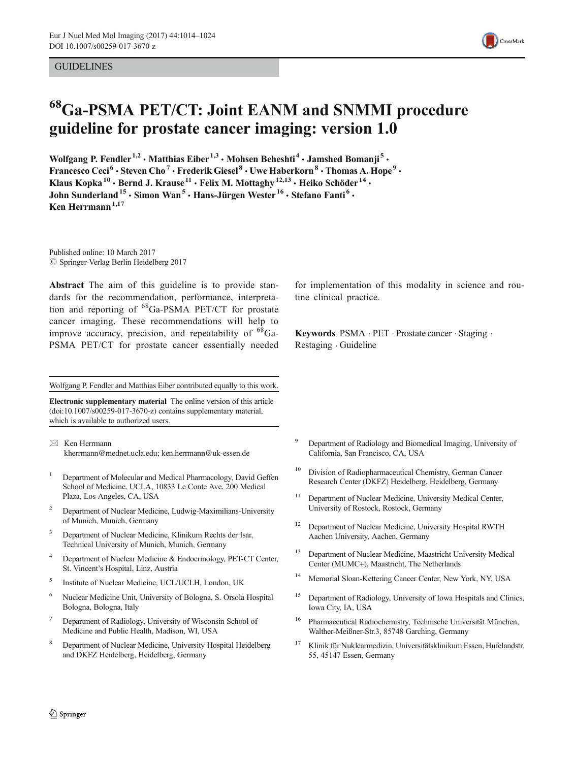GUIDELINES

# $^{68}$Ga-PSMA PET/CT: Joint EANM and SNMMI procedure guideline for prostate cancer imaging: version 1.0

**Wolfgang P. Fendler[1,2] · Matthias Eiber[1,3] · Mohsen Beheshti[4] · Jamshed Bomanji[5] · Francesco Ceci[6] · Steven Cho[7] · Frederik Giesel[8] · Uwe Haberkorn[8] · Thomas A. Hope[9] · Klaus Kopka[10] · Bernd J. Krause[11] · Felix M. Mottaghy[12,13] · Heiko Schöder[14] · John Sunderland[15] · Simon Wan[5] · Hans-Jürgen Wester[16] · Stefano Fanti[6] · Ken Herrmann[1,17]**

Published online: 10 March 2017
© Springer-Verlag Berlin Heidelberg 2017

**Abstract** The aim of this guideline is to provide standards for the recommendation, performance, interpretation and reporting of $^{68}$Ga-PSMA PET/CT for prostate cancer imaging. These recommendations will help to improve accuracy, precision, and repeatability of $^{68}$Ga-PSMA PET/CT for prostate cancer essentially needed for implementation of this modality in science and routine clinical practice.

**Keywords** PSMA · PET · Prostate cancer · Staging · Restaging · Guideline

Wolfgang P. Fendler and Matthias Eiber contributed equally to this work.

**Electronic supplementary material** The online version of this article (doi:10.1007/s00259-017-3670-z) contains supplementary material, which is available to authorized users.

✉ Ken Herrmann
kherrmann@mednet.ucla.edu; ken.herrmann@uk-essen.de

1. Department of Molecular and Medical Pharmacology, David Geffen School of Medicine, UCLA, 10833 Le Conte Ave, 200 Medical Plaza, Los Angeles, CA, USA
2. Department of Nuclear Medicine, Ludwig-Maximilians-University of Munich, Munich, Germany
3. Department of Nuclear Medicine, Klinikum Rechts der Isar, Technical University of Munich, Munich, Germany
4. Department of Nuclear Medicine & Endocrinology, PET-CT Center, St. Vincent's Hospital, Linz, Austria
5. Institute of Nuclear Medicine, UCL/UCLH, London, UK
6. Nuclear Medicine Unit, University of Bologna, S. Orsola Hospital Bologna, Bologna, Italy
7. Department of Radiology, University of Wisconsin School of Medicine and Public Health, Madison, WI, USA
8. Department of Nuclear Medicine, University Hospital Heidelberg and DKFZ Heidelberg, Heidelberg, Germany
9. Department of Radiology and Biomedical Imaging, University of California, San Francisco, CA, USA
10. Division of Radiopharmaceutical Chemistry, German Cancer Research Center (DKFZ) Heidelberg, Heidelberg, Germany
11. Department of Nuclear Medicine, University Medical Center, University of Rostock, Rostock, Germany
12. Department of Nuclear Medicine, University Hospital RWTH Aachen University, Aachen, Germany
13. Department of Nuclear Medicine, Maastricht University Medical Center (MUMC+), Maastricht, The Netherlands
14. Memorial Sloan-Kettering Cancer Center, New York, NY, USA
15. Department of Radiology, University of Iowa Hospitals and Clinics, Iowa City, IA, USA
16. Pharmaceutical Radiochemistry, Technische Universität München, Walther-Meißner-Str.3, 85748 Garching, Germany
17. Klinik für Nuklearmedizin, Universitätsklinikum Essen, Hufelandstr. 55, 45147 Essen, Germany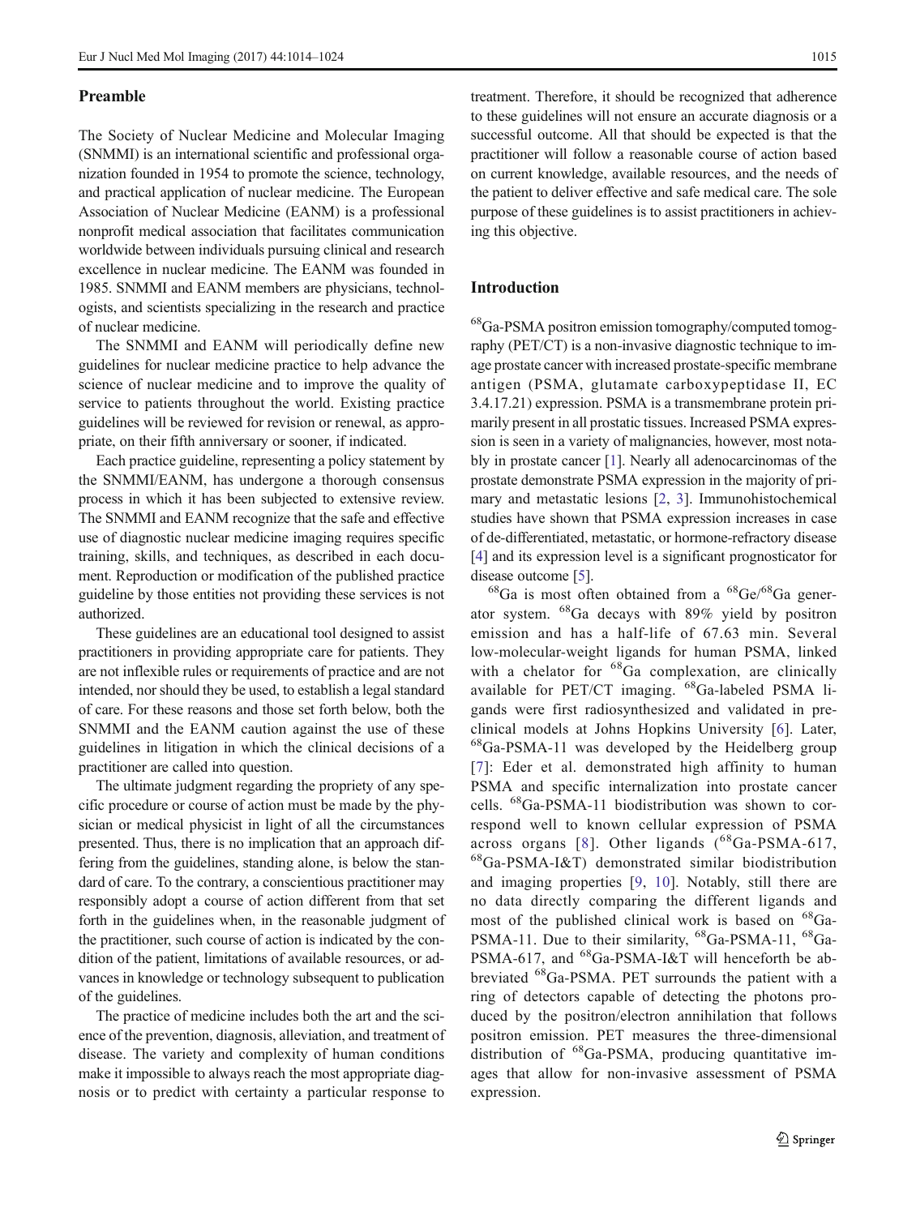## Preamble

The Society of Nuclear Medicine and Molecular Imaging (SNMMI) is an international scientific and professional organization founded in 1954 to promote the science, technology, and practical application of nuclear medicine. The European Association of Nuclear Medicine (EANM) is a professional nonprofit medical association that facilitates communication worldwide between individuals pursuing clinical and research excellence in nuclear medicine. The EANM was founded in 1985. SNMMI and EANM members are physicians, technologists, and scientists specializing in the research and practice of nuclear medicine.

The SNMMI and EANM will periodically define new guidelines for nuclear medicine practice to help advance the science of nuclear medicine and to improve the quality of service to patients throughout the world. Existing practice guidelines will be reviewed for revision or renewal, as appropriate, on their fifth anniversary or sooner, if indicated.

Each practice guideline, representing a policy statement by the SNMMI/EANM, has undergone a thorough consensus process in which it has been subjected to extensive review. The SNMMI and EANM recognize that the safe and effective use of diagnostic nuclear medicine imaging requires specific training, skills, and techniques, as described in each document. Reproduction or modification of the published practice guideline by those entities not providing these services is not authorized.

These guidelines are an educational tool designed to assist practitioners in providing appropriate care for patients. They are not inflexible rules or requirements of practice and are not intended, nor should they be used, to establish a legal standard of care. For these reasons and those set forth below, both the SNMMI and the EANM caution against the use of these guidelines in litigation in which the clinical decisions of a practitioner are called into question.

The ultimate judgment regarding the propriety of any specific procedure or course of action must be made by the physician or medical physicist in light of all the circumstances presented. Thus, there is no implication that an approach differing from the guidelines, standing alone, is below the standard of care. To the contrary, a conscientious practitioner may responsibly adopt a course of action different from that set forth in the guidelines when, in the reasonable judgment of the practitioner, such course of action is indicated by the condition of the patient, limitations of available resources, or advances in knowledge or technology subsequent to publication of the guidelines.

The practice of medicine includes both the art and the science of the prevention, diagnosis, alleviation, and treatment of disease. The variety and complexity of human conditions make it impossible to always reach the most appropriate diagnosis or to predict with certainty a particular response to treatment. Therefore, it should be recognized that adherence to these guidelines will not ensure an accurate diagnosis or a successful outcome. All that should be expected is that the practitioner will follow a reasonable course of action based on current knowledge, available resources, and the needs of the patient to deliver effective and safe medical care. The sole purpose of these guidelines is to assist practitioners in achieving this objective.

## Introduction

$^{68}$Ga-PSMA positron emission tomography/computed tomography (PET/CT) is a non-invasive diagnostic technique to image prostate cancer with increased prostate-specific membrane antigen (PSMA, glutamate carboxypeptidase II, EC 3.4.17.21) expression. PSMA is a transmembrane protein primarily present in all prostatic tissues. Increased PSMA expression is seen in a variety of malignancies, however, most notably in prostate cancer [1]. Nearly all adenocarcinomas of the prostate demonstrate PSMA expression in the majority of primary and metastatic lesions [2, 3]. Immunohistochemical studies have shown that PSMA expression increases in case of de-differentiated, metastatic, or hormone-refractory disease [4] and its expression level is a significant prognosticator for disease outcome [5].

$^{68}$Ga is most often obtained from a $^{68}$Ge/$^{68}$Ga generator system. $^{68}$Ga decays with 89% yield by positron emission and has a half-life of 67.63 min. Several low-molecular-weight ligands for human PSMA, linked with a chelator for $^{68}$Ga complexation, are clinically available for PET/CT imaging. $^{68}$Ga-labeled PSMA ligands were first radiosynthesized and validated in preclinical models at Johns Hopkins University [6]. Later, $^{68}$Ga-PSMA-11 was developed by the Heidelberg group [7]: Eder et al. demonstrated high affinity to human PSMA and specific internalization into prostate cancer cells. $^{68}$Ga-PSMA-11 biodistribution was shown to correspond well to known cellular expression of PSMA across organs [8]. Other ligands ($^{68}$Ga-PSMA-617, $^{68}$Ga-PSMA-I&T) demonstrated similar biodistribution and imaging properties [9, 10]. Notably, still there are no data directly comparing the different ligands and most of the published clinical work is based on $^{68}$Ga-PSMA-11. Due to their similarity, $^{68}$Ga-PSMA-11, $^{68}$Ga-PSMA-617, and $^{68}$Ga-PSMA-I&T will henceforth be abbreviated $^{68}$Ga-PSMA. PET surrounds the patient with a ring of detectors capable of detecting the photons produced by the positron/electron annihilation that follows positron emission. PET measures the three-dimensional distribution of $^{68}$Ga-PSMA, producing quantitative images that allow for non-invasive assessment of PSMA expression.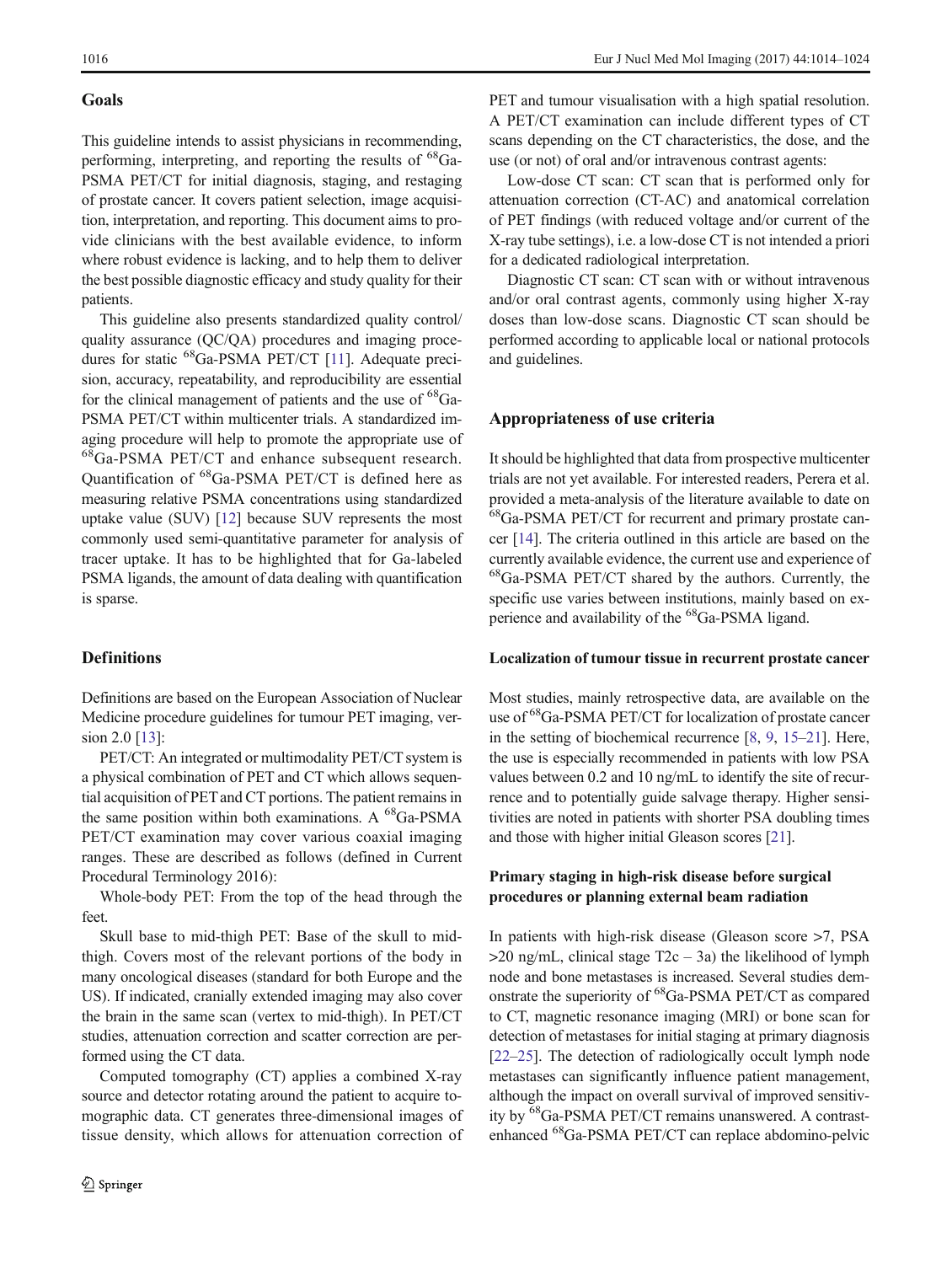## Goals

This guideline intends to assist physicians in recommending, performing, interpreting, and reporting the results of $^{68}$Ga-PSMA PET/CT for initial diagnosis, staging, and restaging of prostate cancer. It covers patient selection, image acquisition, interpretation, and reporting. This document aims to provide clinicians with the best available evidence, to inform where robust evidence is lacking, and to help them to deliver the best possible diagnostic efficacy and study quality for their patients.

This guideline also presents standardized quality control/quality assurance (QC/QA) procedures and imaging procedures for static $^{68}$Ga-PSMA PET/CT [11]. Adequate precision, accuracy, repeatability, and reproducibility are essential for the clinical management of patients and the use of $^{68}$Ga-PSMA PET/CT within multicenter trials. A standardized imaging procedure will help to promote the appropriate use of $^{68}$Ga-PSMA PET/CT and enhance subsequent research. Quantification of $^{68}$Ga-PSMA PET/CT is defined here as measuring relative PSMA concentrations using standardized uptake value (SUV) [12] because SUV represents the most commonly used semi-quantitative parameter for analysis of tracer uptake. It has to be highlighted that for Ga-labeled PSMA ligands, the amount of data dealing with quantification is sparse.

## Definitions

Definitions are based on the European Association of Nuclear Medicine procedure guidelines for tumour PET imaging, version 2.0 [13]:

PET/CT: An integrated or multimodality PET/CT system is a physical combination of PET and CT which allows sequential acquisition of PET and CT portions. The patient remains in the same position within both examinations. A $^{68}$Ga-PSMA PET/CT examination may cover various coaxial imaging ranges. These are described as follows (defined in Current Procedural Terminology 2016):

Whole-body PET: From the top of the head through the feet.

Skull base to mid-thigh PET: Base of the skull to mid-thigh. Covers most of the relevant portions of the body in many oncological diseases (standard for both Europe and the US). If indicated, cranially extended imaging may also cover the brain in the same scan (vertex to mid-thigh). In PET/CT studies, attenuation correction and scatter correction are performed using the CT data.

Computed tomography (CT) applies a combined X-ray source and detector rotating around the patient to acquire tomographic data. CT generates three-dimensional images of tissue density, which allows for attenuation correction of PET and tumour visualisation with a high spatial resolution. A PET/CT examination can include different types of CT scans depending on the CT characteristics, the dose, and the use (or not) of oral and/or intravenous contrast agents:

Low-dose CT scan: CT scan that is performed only for attenuation correction (CT-AC) and anatomical correlation of PET findings (with reduced voltage and/or current of the X-ray tube settings), i.e. a low-dose CT is not intended a priori for a dedicated radiological interpretation.

Diagnostic CT scan: CT scan with or without intravenous and/or oral contrast agents, commonly using higher X-ray doses than low-dose scans. Diagnostic CT scan should be performed according to applicable local or national protocols and guidelines.

## Appropriateness of use criteria

It should be highlighted that data from prospective multicenter trials are not yet available. For interested readers, Perera et al. provided a meta-analysis of the literature available to date on $^{68}$Ga-PSMA PET/CT for recurrent and primary prostate cancer [14]. The criteria outlined in this article are based on the currently available evidence, the current use and experience of $^{68}$Ga-PSMA PET/CT shared by the authors. Currently, the specific use varies between institutions, mainly based on experience and availability of the $^{68}$Ga-PSMA ligand.

### Localization of tumour tissue in recurrent prostate cancer

Most studies, mainly retrospective data, are available on the use of $^{68}$Ga-PSMA PET/CT for localization of prostate cancer in the setting of biochemical recurrence [8, 9, 15–21]. Here, the use is especially recommended in patients with low PSA values between 0.2 and 10 ng/mL to identify the site of recurrence and to potentially guide salvage therapy. Higher sensitivities are noted in patients with shorter PSA doubling times and those with higher initial Gleason scores [21].

### Primary staging in high-risk disease before surgical procedures or planning external beam radiation

In patients with high-risk disease (Gleason score >7, PSA >20 ng/mL, clinical stage T2c – 3a) the likelihood of lymph node and bone metastases is increased. Several studies demonstrate the superiority of $^{68}$Ga-PSMA PET/CT as compared to CT, magnetic resonance imaging (MRI) or bone scan for detection of metastases for initial staging at primary diagnosis [22–25]. The detection of radiologically occult lymph node metastases can significantly influence patient management, although the impact on overall survival of improved sensitivity by $^{68}$Ga-PSMA PET/CT remains unanswered. A contrast-enhanced $^{68}$Ga-PSMA PET/CT can replace abdomino-pelvic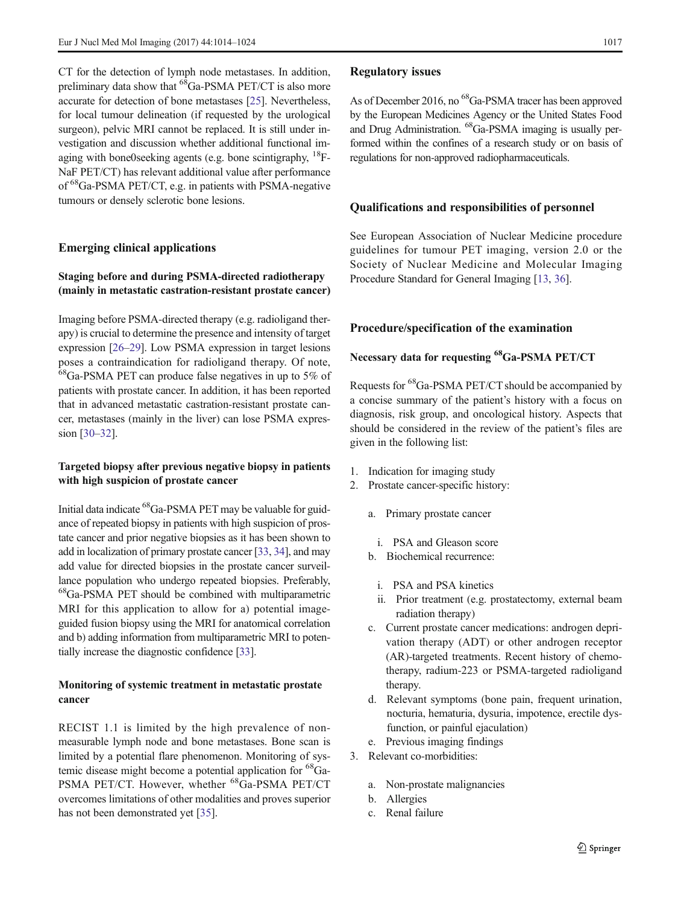CT for the detection of lymph node metastases. In addition, preliminary data show that $^{68}$Ga-PSMA PET/CT is also more accurate for detection of bone metastases [25]. Nevertheless, for local tumour delineation (if requested by the urological surgeon), pelvic MRI cannot be replaced. It is still under investigation and discussion whether additional functional imaging with bone0seeking agents (e.g. bone scintigraphy, $^{18}$F-NaF PET/CT) has relevant additional value after performance of $^{68}$Ga-PSMA PET/CT, e.g. in patients with PSMA-negative tumours or densely sclerotic bone lesions.

## Emerging clinical applications

### Staging before and during PSMA-directed radiotherapy (mainly in metastatic castration-resistant prostate cancer)

Imaging before PSMA-directed therapy (e.g. radioligand therapy) is crucial to determine the presence and intensity of target expression [26–29]. Low PSMA expression in target lesions poses a contraindication for radioligand therapy. Of note, $^{68}$Ga-PSMA PET can produce false negatives in up to 5% of patients with prostate cancer. In addition, it has been reported that in advanced metastatic castration-resistant prostate cancer, metastases (mainly in the liver) can lose PSMA expression [30–32].

### Targeted biopsy after previous negative biopsy in patients with high suspicion of prostate cancer

Initial data indicate $^{68}$Ga-PSMA PET may be valuable for guidance of repeated biopsy in patients with high suspicion of prostate cancer and prior negative biopsies as it has been shown to add in localization of primary prostate cancer [33, 34], and may add value for directed biopsies in the prostate cancer surveillance population who undergo repeated biopsies. Preferably, $^{68}$Ga-PSMA PET should be combined with multiparametric MRI for this application to allow for a) potential image-guided fusion biopsy using the MRI for anatomical correlation and b) adding information from multiparametric MRI to potentially increase the diagnostic confidence [33].

### Monitoring of systemic treatment in metastatic prostate cancer

RECIST 1.1 is limited by the high prevalence of non-measurable lymph node and bone metastases. Bone scan is limited by a potential flare phenomenon. Monitoring of systemic disease might become a potential application for $^{68}$Ga-PSMA PET/CT. However, whether $^{68}$Ga-PSMA PET/CT overcomes limitations of other modalities and proves superior has not been demonstrated yet [35].

## Regulatory issues

As of December 2016, no $^{68}$Ga-PSMA tracer has been approved by the European Medicines Agency or the United States Food and Drug Administration. $^{68}$Ga-PSMA imaging is usually performed within the confines of a research study or on basis of regulations for non-approved radiopharmaceuticals.

## Qualifications and responsibilities of personnel

See European Association of Nuclear Medicine procedure guidelines for tumour PET imaging, version 2.0 or the Society of Nuclear Medicine and Molecular Imaging Procedure Standard for General Imaging [13, 36].

## Procedure/specification of the examination

### Necessary data for requesting $^{68}$Ga-PSMA PET/CT

Requests for $^{68}$Ga-PSMA PET/CT should be accompanied by a concise summary of the patient's history with a focus on diagnosis, risk group, and oncological history. Aspects that should be considered in the review of the patient's files are given in the following list:

1. Indication for imaging study
2. Prostate cancer-specific history:
   a. Primary prostate cancer
      i. PSA and Gleason score
   b. Biochemical recurrence:
      i. PSA and PSA kinetics
      ii. Prior treatment (e.g. prostatectomy, external beam radiation therapy)
   c. Current prostate cancer medications: androgen deprivation therapy (ADT) or other androgen receptor (AR)-targeted treatments. Recent history of chemotherapy, radium-223 or PSMA-targeted radioligand therapy.
   d. Relevant symptoms (bone pain, frequent urination, nocturia, hematuria, dysuria, impotence, erectile dysfunction, or painful ejaculation)
   e. Previous imaging findings
3. Relevant co-morbidities:
   a. Non-prostate malignancies
   b. Allergies
   c. Renal failure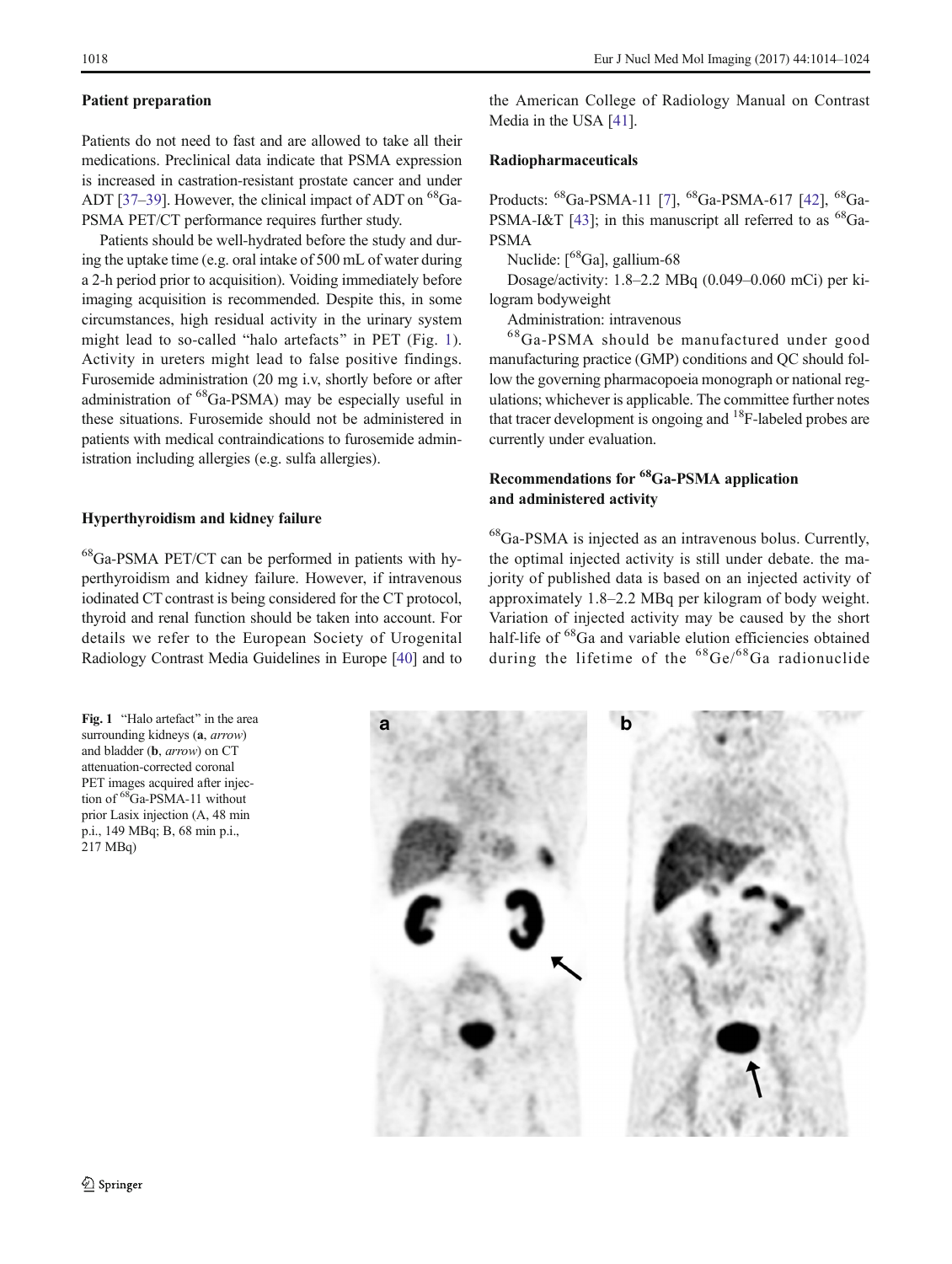### Patient preparation

Patients do not need to fast and are allowed to take all their medications. Preclinical data indicate that PSMA expression is increased in castration-resistant prostate cancer and under ADT [37–39]. However, the clinical impact of ADT on $^{68}$Ga-PSMA PET/CT performance requires further study.

Patients should be well-hydrated before the study and during the uptake time (e.g. oral intake of 500 mL of water during a 2-h period prior to acquisition). Voiding immediately before imaging acquisition is recommended. Despite this, in some circumstances, high residual activity in the urinary system might lead to so-called "halo artefacts" in PET (Fig. 1). Activity in ureters might lead to false positive findings. Furosemide administration (20 mg i.v, shortly before or after administration of $^{68}$Ga-PSMA) may be especially useful in these situations. Furosemide should not be administered in patients with medical contraindications to furosemide administration including allergies (e.g. sulfa allergies).

### Hyperthyroidism and kidney failure

$^{68}$Ga-PSMA PET/CT can be performed in patients with hyperthyroidism and kidney failure. However, if intravenous iodinated CT contrast is being considered for the CT protocol, thyroid and renal function should be taken into account. For details we refer to the European Society of Urogenital Radiology Contrast Media Guidelines in Europe [40] and to the American College of Radiology Manual on Contrast Media in the USA [41].

### Radiopharmaceuticals

Products: $^{68}$Ga-PSMA-11 [7], $^{68}$Ga-PSMA-617 [42], $^{68}$Ga-PSMA-I&T [43]; in this manuscript all referred to as $^{68}$Ga-PSMA

Nuclide: [$^{68}$Ga], gallium-68

Dosage/activity: 1.8–2.2 MBq (0.049–0.060 mCi) per kilogram bodyweight

Administration: intravenous

$^{68}$Ga-PSMA should be manufactured under good manufacturing practice (GMP) conditions and QC should follow the governing pharmacopoeia monograph or national regulations; whichever is applicable. The committee further notes that tracer development is ongoing and $^{18}$F-labeled probes are currently under evaluation.

### Recommendations for $^{68}$Ga-PSMA application and administered activity

$^{68}$Ga-PSMA is injected as an intravenous bolus. Currently, the optimal injected activity is still under debate. the majority of published data is based on an injected activity of approximately 1.8–2.2 MBq per kilogram of body weight. Variation of injected activity may be caused by the short half-life of $^{68}$Ga and variable elution efficiencies obtained during the lifetime of the $^{68}$Ge/$^{68}$Ga radionuclide

**Fig. 1** "Halo artefact" in the area surrounding kidneys (**a**, *arrow*) and bladder (**b**, *arrow*) on CT attenuation-corrected coronal PET images acquired after injection of $^{68}$Ga-PSMA-11 without prior Lasix injection (A, 48 min p.i., 149 MBq; B, 68 min p.i., 217 MBq)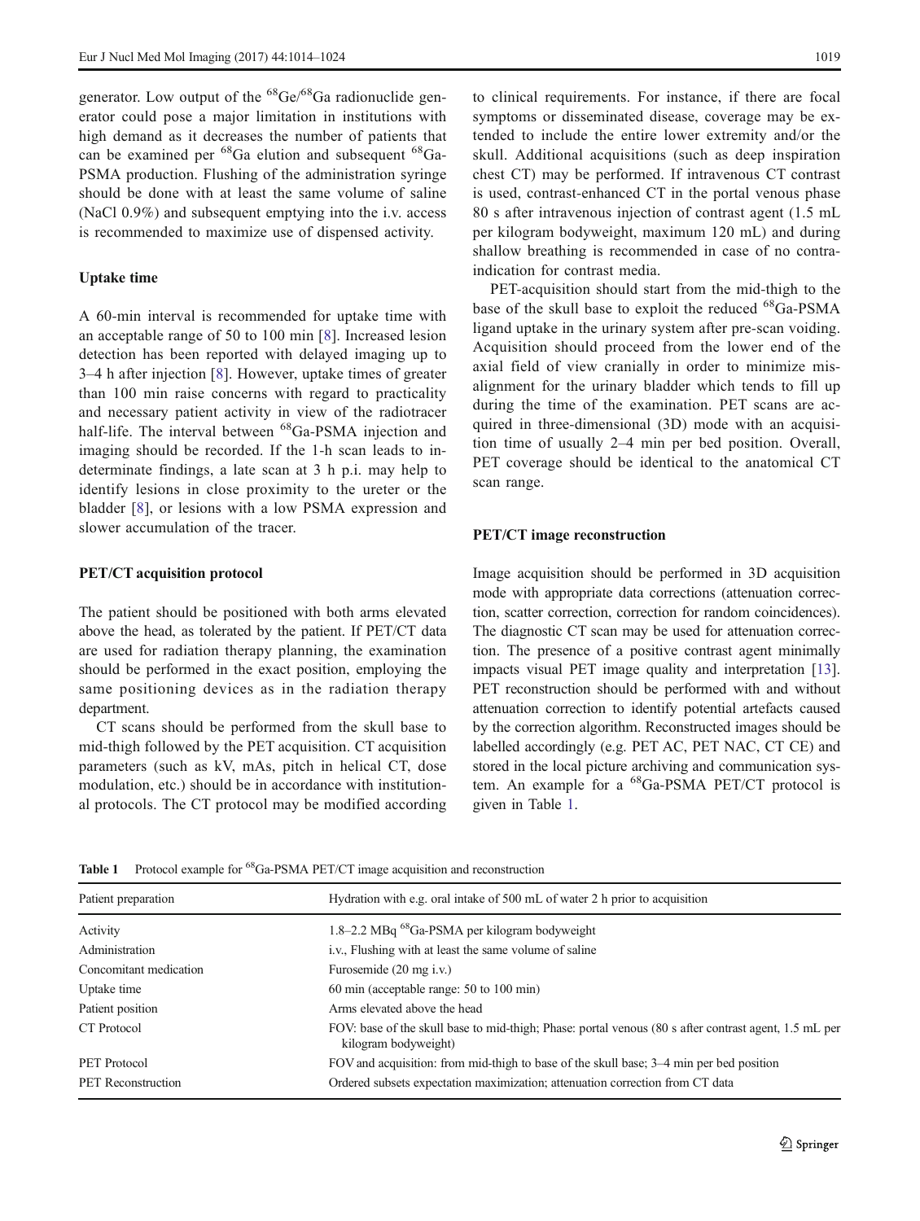generator. Low output of the $^{68}$Ge/$^{68}$Ga radionuclide generator could pose a major limitation in institutions with high demand as it decreases the number of patients that can be examined per $^{68}$Ga elution and subsequent $^{68}$Ga-PSMA production. Flushing of the administration syringe should be done with at least the same volume of saline (NaCl 0.9%) and subsequent emptying into the i.v. access is recommended to maximize use of dispensed activity.

### Uptake time

A 60-min interval is recommended for uptake time with an acceptable range of 50 to 100 min [8]. Increased lesion detection has been reported with delayed imaging up to 3–4 h after injection [8]. However, uptake times of greater than 100 min raise concerns with regard to practicality and necessary patient activity in view of the radiotracer half-life. The interval between $^{68}$Ga-PSMA injection and imaging should be recorded. If the 1-h scan leads to indeterminate findings, a late scan at 3 h p.i. may help to identify lesions in close proximity to the ureter or the bladder [8], or lesions with a low PSMA expression and slower accumulation of the tracer.

### PET/CT acquisition protocol

The patient should be positioned with both arms elevated above the head, as tolerated by the patient. If PET/CT data are used for radiation therapy planning, the examination should be performed in the exact position, employing the same positioning devices as in the radiation therapy department.

CT scans should be performed from the skull base to mid-thigh followed by the PET acquisition. CT acquisition parameters (such as kV, mAs, pitch in helical CT, dose modulation, etc.) should be in accordance with institutional protocols. The CT protocol may be modified according to clinical requirements. For instance, if there are focal symptoms or disseminated disease, coverage may be extended to include the entire lower extremity and/or the skull. Additional acquisitions (such as deep inspiration chest CT) may be performed. If intravenous CT contrast is used, contrast-enhanced CT in the portal venous phase 80 s after intravenous injection of contrast agent (1.5 mL per kilogram bodyweight, maximum 120 mL) and during shallow breathing is recommended in case of no contraindication for contrast media.

PET-acquisition should start from the mid-thigh to the base of the skull base to exploit the reduced $^{68}$Ga-PSMA ligand uptake in the urinary system after pre-scan voiding. Acquisition should proceed from the lower end of the axial field of view cranially in order to minimize misalignment for the urinary bladder which tends to fill up during the time of the examination. PET scans are acquired in three-dimensional (3D) mode with an acquisition time of usually 2–4 min per bed position. Overall, PET coverage should be identical to the anatomical CT scan range.

### PET/CT image reconstruction

Image acquisition should be performed in 3D acquisition mode with appropriate data corrections (attenuation correction, scatter correction, correction for random coincidences). The diagnostic CT scan may be used for attenuation correction. The presence of a positive contrast agent minimally impacts visual PET image quality and interpretation [13]. PET reconstruction should be performed with and without attenuation correction to identify potential artefacts caused by the correction algorithm. Reconstructed images should be labelled accordingly (e.g. PET AC, PET NAC, CT CE) and stored in the local picture archiving and communication system. An example for a $^{68}$Ga-PSMA PET/CT protocol is given in Table 1.

**Table 1** Protocol example for $^{68}$Ga-PSMA PET/CT image acquisition and reconstruction

| Patient preparation | Hydration with e.g. oral intake of 500 mL of water 2 h prior to acquisition |
|---|---|
| Activity | 1.8–2.2 MBq $^{68}$Ga-PSMA per kilogram bodyweight |
| Administration | i.v., Flushing with at least the same volume of saline |
| Concomitant medication | Furosemide (20 mg i.v.) |
| Uptake time | 60 min (acceptable range: 50 to 100 min) |
| Patient position | Arms elevated above the head |
| CT Protocol | FOV: base of the skull base to mid-thigh; Phase: portal venous (80 s after contrast agent, 1.5 mL per kilogram bodyweight) |
| PET Protocol | FOV and acquisition: from mid-thigh to base of the skull base; 3–4 min per bed position |
| PET Reconstruction | Ordered subsets expectation maximization; attenuation correction from CT data |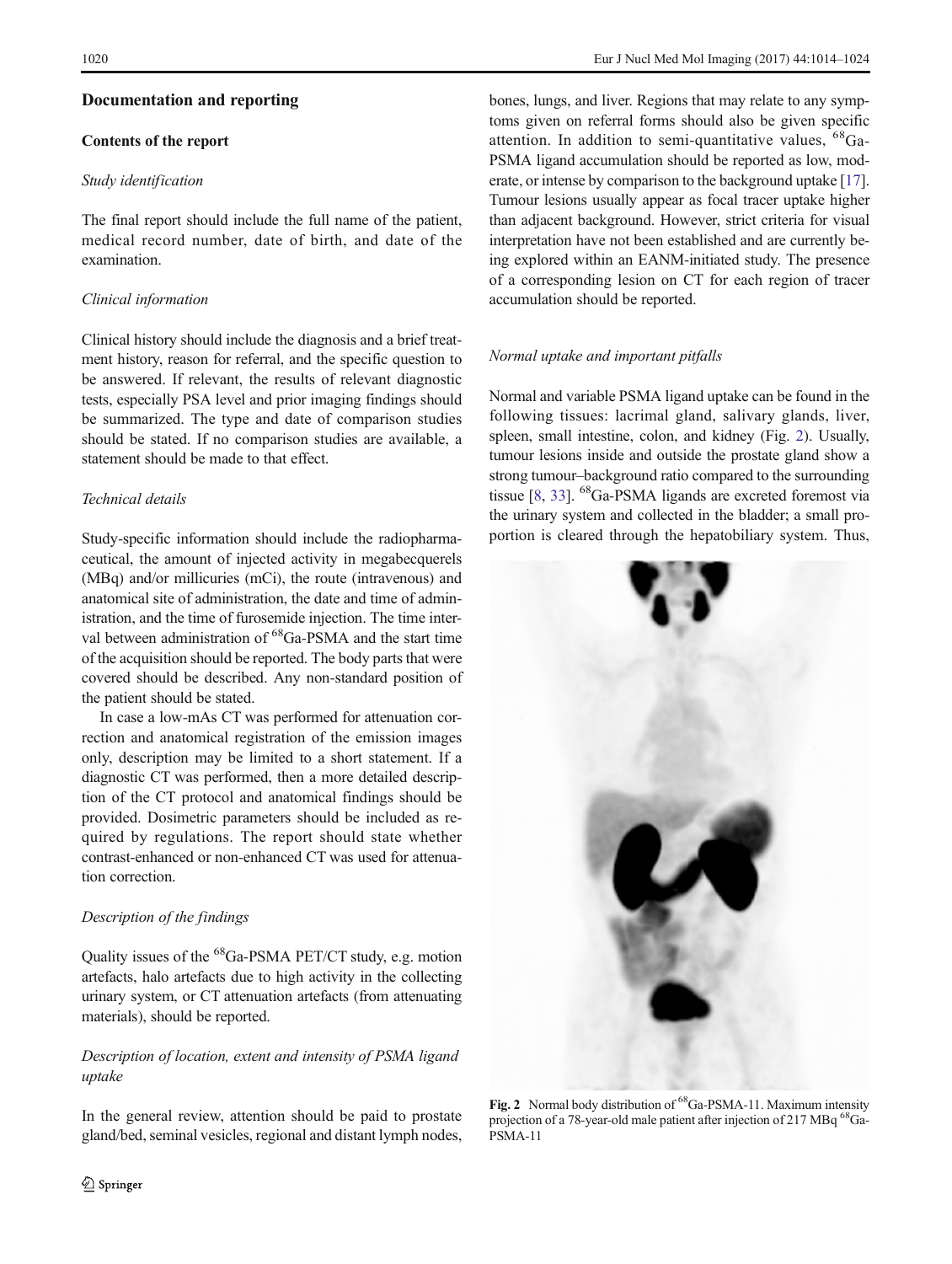## Documentation and reporting

### Contents of the report

*Study identification*

The final report should include the full name of the patient, medical record number, date of birth, and date of the examination.

*Clinical information*

Clinical history should include the diagnosis and a brief treatment history, reason for referral, and the specific question to be answered. If relevant, the results of relevant diagnostic tests, especially PSA level and prior imaging findings should be summarized. The type and date of comparison studies should be stated. If no comparison studies are available, a statement should be made to that effect.

*Technical details*

Study-specific information should include the radiopharmaceutical, the amount of injected activity in megabecquerels (MBq) and/or millicuries (mCi), the route (intravenous) and anatomical site of administration, the date and time of administration, and the time of furosemide injection. The time interval between administration of $^{68}$Ga-PSMA and the start time of the acquisition should be reported. The body parts that were covered should be described. Any non-standard position of the patient should be stated.

In case a low-mAs CT was performed for attenuation correction and anatomical registration of the emission images only, description may be limited to a short statement. If a diagnostic CT was performed, then a more detailed description of the CT protocol and anatomical findings should be provided. Dosimetric parameters should be included as required by regulations. The report should state whether contrast-enhanced or non-enhanced CT was used for attenuation correction.

*Description of the findings*

Quality issues of the $^{68}$Ga-PSMA PET/CT study, e.g. motion artefacts, halo artefacts due to high activity in the collecting urinary system, or CT attenuation artefacts (from attenuating materials), should be reported.

*Description of location, extent and intensity of PSMA ligand uptake*

In the general review, attention should be paid to prostate gland/bed, seminal vesicles, regional and distant lymph nodes, bones, lungs, and liver. Regions that may relate to any symptoms given on referral forms should also be given specific attention. In addition to semi-quantitative values, $^{68}$Ga-PSMA ligand accumulation should be reported as low, moderate, or intense by comparison to the background uptake [17]. Tumour lesions usually appear as focal tracer uptake higher than adjacent background. However, strict criteria for visual interpretation have not been established and are currently being explored within an EANM-initiated study. The presence of a corresponding lesion on CT for each region of tracer accumulation should be reported.

*Normal uptake and important pitfalls*

Normal and variable PSMA ligand uptake can be found in the following tissues: lacrimal gland, salivary glands, liver, spleen, small intestine, colon, and kidney (Fig. 2). Usually, tumour lesions inside and outside the prostate gland show a strong tumour–background ratio compared to the surrounding tissue [8, 33]. $^{68}$Ga-PSMA ligands are excreted foremost via the urinary system and collected in the bladder; a small proportion is cleared through the hepatobiliary system. Thus,

**Fig. 2** Normal body distribution of $^{68}$Ga-PSMA-11. Maximum intensity projection of a 78-year-old male patient after injection of 217 MBq $^{68}$Ga-PSMA-11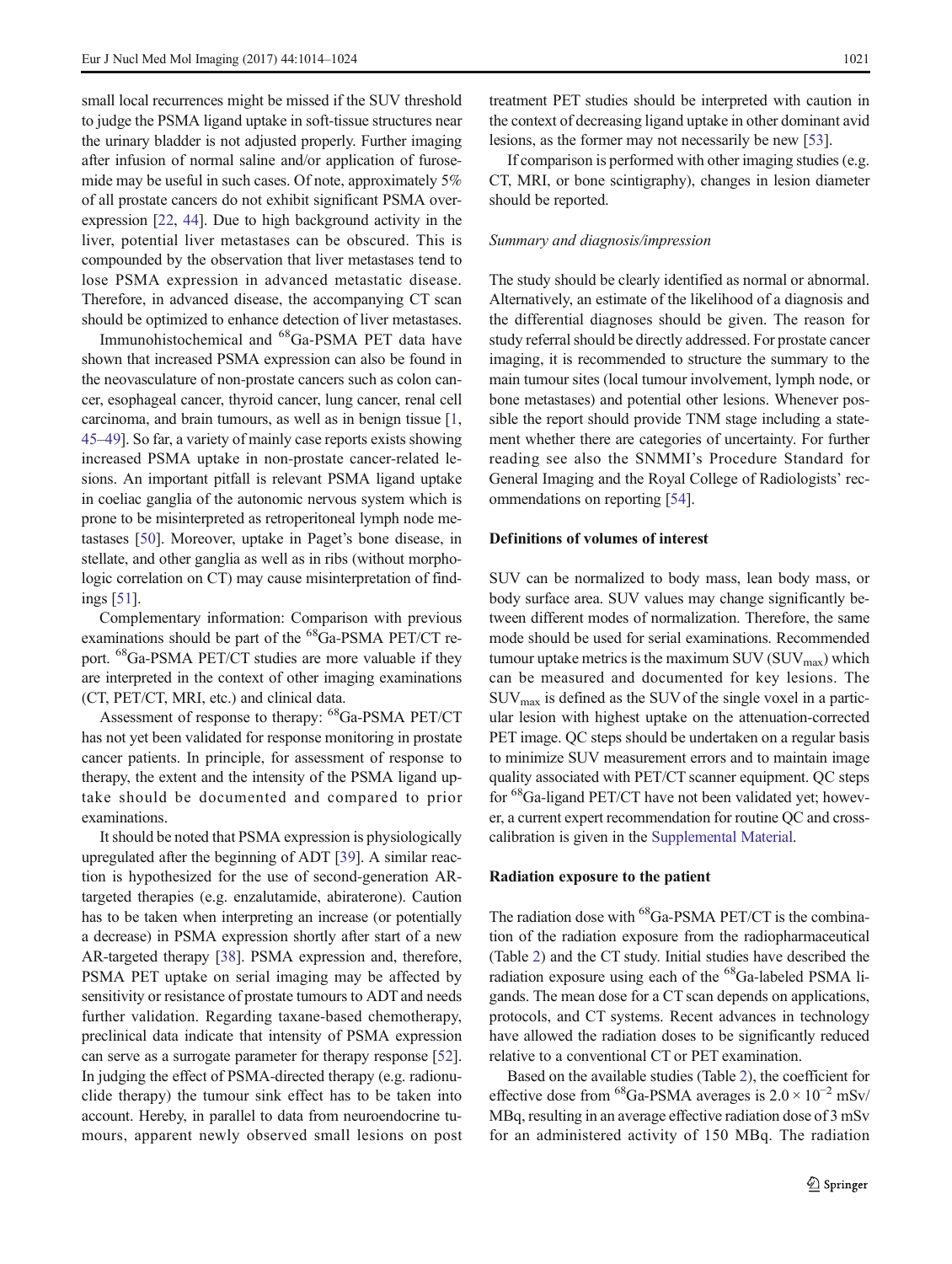small local recurrences might be missed if the SUV threshold to judge the PSMA ligand uptake in soft-tissue structures near the urinary bladder is not adjusted properly. Further imaging after infusion of normal saline and/or application of furosemide may be useful in such cases. Of note, approximately 5% of all prostate cancers do not exhibit significant PSMA overexpression [22, 44]. Due to high background activity in the liver, potential liver metastases can be obscured. This is compounded by the observation that liver metastases tend to lose PSMA expression in advanced metastatic disease. Therefore, in advanced disease, the accompanying CT scan should be optimized to enhance detection of liver metastases.

Immunohistochemical and $^{68}$Ga-PSMA PET data have shown that increased PSMA expression can also be found in the neovasculature of non-prostate cancers such as colon cancer, esophageal cancer, thyroid cancer, lung cancer, renal cell carcinoma, and brain tumours, as well as in benign tissue [1, 45–49]. So far, a variety of mainly case reports exists showing increased PSMA uptake in non-prostate cancer-related lesions. An important pitfall is relevant PSMA ligand uptake in coeliac ganglia of the autonomic nervous system which is prone to be misinterpreted as retroperitoneal lymph node metastases [50]. Moreover, uptake in Paget's bone disease, in stellate, and other ganglia as well as in ribs (without morphologic correlation on CT) may cause misinterpretation of findings [51].

Complementary information: Comparison with previous examinations should be part of the $^{68}$Ga-PSMA PET/CT report. $^{68}$Ga-PSMA PET/CT studies are more valuable if they are interpreted in the context of other imaging examinations (CT, PET/CT, MRI, etc.) and clinical data.

Assessment of response to therapy: $^{68}$Ga-PSMA PET/CT has not yet been validated for response monitoring in prostate cancer patients. In principle, for assessment of response to therapy, the extent and the intensity of the PSMA ligand uptake should be documented and compared to prior examinations.

It should be noted that PSMA expression is physiologically upregulated after the beginning of ADT [39]. A similar reaction is hypothesized for the use of second-generation AR-targeted therapies (e.g. enzalutamide, abiraterone). Caution has to be taken when interpreting an increase (or potentially a decrease) in PSMA expression shortly after start of a new AR-targeted therapy [38]. PSMA expression and, therefore, PSMA PET uptake on serial imaging may be affected by sensitivity or resistance of prostate tumours to ADT and needs further validation. Regarding taxane-based chemotherapy, preclinical data indicate that intensity of PSMA expression can serve as a surrogate parameter for therapy response [52]. In judging the effect of PSMA-directed therapy (e.g. radionuclide therapy) the tumour sink effect has to be taken into account. Hereby, in parallel to data from neuroendocrine tumours, apparent newly observed small lesions on post treatment PET studies should be interpreted with caution in the context of decreasing ligand uptake in other dominant avid lesions, as the former may not necessarily be new [53].

If comparison is performed with other imaging studies (e.g. CT, MRI, or bone scintigraphy), changes in lesion diameter should be reported.

*Summary and diagnosis/impression*

The study should be clearly identified as normal or abnormal. Alternatively, an estimate of the likelihood of a diagnosis and the differential diagnoses should be given. The reason for study referral should be directly addressed. For prostate cancer imaging, it is recommended to structure the summary to the main tumour sites (local tumour involvement, lymph node, or bone metastases) and potential other lesions. Whenever possible the report should provide TNM stage including a statement whether there are categories of uncertainty. For further reading see also the SNMMI's Procedure Standard for General Imaging and the Royal College of Radiologists' recommendations on reporting [54].

## Definitions of volumes of interest

SUV can be normalized to body mass, lean body mass, or body surface area. SUV values may change significantly between different modes of normalization. Therefore, the same mode should be used for serial examinations. Recommended tumour uptake metrics is the maximum SUV ($SUV_{max}$) which can be measured and documented for key lesions. The $SUV_{max}$ is defined as the SUV of the single voxel in a particular lesion with highest uptake on the attenuation-corrected PET image. QC steps should be undertaken on a regular basis to minimize SUV measurement errors and to maintain image quality associated with PET/CT scanner equipment. QC steps for $^{68}$Ga-ligand PET/CT have not been validated yet; however, a current expert recommendation for routine QC and cross-calibration is given in the Supplemental Material.

## Radiation exposure to the patient

The radiation dose with $^{68}$Ga-PSMA PET/CT is the combination of the radiation exposure from the radiopharmaceutical (Table 2) and the CT study. Initial studies have described the radiation exposure using each of the $^{68}$Ga-labeled PSMA ligands. The mean dose for a CT scan depends on applications, protocols, and CT systems. Recent advances in technology have allowed the radiation doses to be significantly reduced relative to a conventional CT or PET examination.

Based on the available studies (Table 2), the coefficient for effective dose from $^{68}$Ga-PSMA averages is $2.0 \times 10^{-2}$ mSv/MBq, resulting in an average effective radiation dose of 3 mSv for an administered activity of 150 MBq. The radiation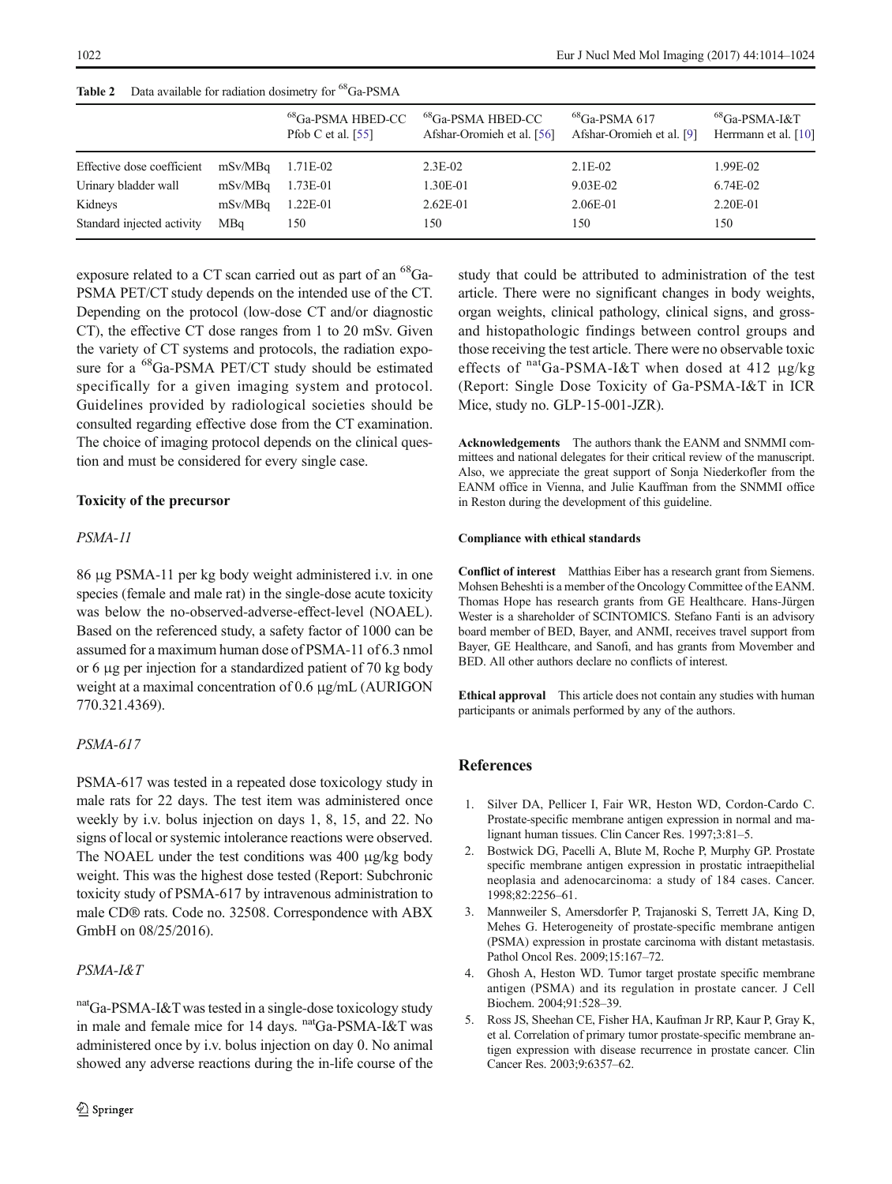**Table 2** Data available for radiation dosimetry for $^{68}$Ga-PSMA

| | | $^{68}$Ga-PSMA HBED-CC Pfob C et al. [55] | $^{68}$Ga-PSMA HBED-CC Afshar-Oromieh et al. [56] | $^{68}$Ga-PSMA 617 Afshar-Oromieh et al. [9] | $^{68}$Ga-PSMA-I&T Herrmann et al. [10] |
|---|---|---|---|---|---|
| Effective dose coefficient | mSv/MBq | 1.71E-02 | 2.3E-02 | 2.1E-02 | 1.99E-02 |
| Urinary bladder wall | mSv/MBq | 1.73E-01 | 1.30E-01 | 9.03E-02 | 6.74E-02 |
| Kidneys | mSv/MBq | 1.22E-01 | 2.62E-01 | 2.06E-01 | 2.20E-01 |
| Standard injected activity | MBq | 150 | 150 | 150 | 150 |

exposure related to a CT scan carried out as part of an $^{68}$Ga-PSMA PET/CT study depends on the intended use of the CT. Depending on the protocol (low-dose CT and/or diagnostic CT), the effective CT dose ranges from 1 to 20 mSv. Given the variety of CT systems and protocols, the radiation exposure for a $^{68}$Ga-PSMA PET/CT study should be estimated specifically for a given imaging system and protocol. Guidelines provided by radiological societies should be consulted regarding effective dose from the CT examination. The choice of imaging protocol depends on the clinical question and must be considered for every single case.

## Toxicity of the precursor

### *PSMA-11*

86 μg PSMA-11 per kg body weight administered i.v. in one species (female and male rat) in the single-dose acute toxicity was below the no-observed-adverse-effect-level (NOAEL). Based on the referenced study, a safety factor of 1000 can be assumed for a maximum human dose of PSMA-11 of 6.3 nmol or 6 μg per injection for a standardized patient of 70 kg body weight at a maximal concentration of 0.6 μg/mL (AURIGON 770.321.4369).

### *PSMA-617*

PSMA-617 was tested in a repeated dose toxicology study in male rats for 22 days. The test item was administered once weekly by i.v. bolus injection on days 1, 8, 15, and 22. No signs of local or systemic intolerance reactions were observed. The NOAEL under the test conditions was 400 μg/kg body weight. This was the highest dose tested (Report: Subchronic toxicity study of PSMA-617 by intravenous administration to male CD® rats. Code no. 32508. Correspondence with ABX GmbH on 08/25/2016).

### *PSMA-I&T*

$^{nat}$Ga-PSMA-I&T was tested in a single-dose toxicology study in male and female mice for 14 days. $^{nat}$Ga-PSMA-I&T was administered once by i.v. bolus injection on day 0. No animal showed any adverse reactions during the in-life course of the study that could be attributed to administration of the test article. There were no significant changes in body weights, organ weights, clinical pathology, clinical signs, and gross- and histopathologic findings between control groups and those receiving the test article. There were no observable toxic effects of $^{nat}$Ga-PSMA-I&T when dosed at 412 μg/kg (Report: Single Dose Toxicity of Ga-PSMA-I&T in ICR Mice, study no. GLP-15-001-JZR).

**Acknowledgements** The authors thank the EANM and SNMMI committees and national delegates for their critical review of the manuscript. Also, we appreciate the great support of Sonja Niederkofler from the EANM office in Vienna, and Julie Kauffman from the SNMMI office in Reston during the development of this guideline.

**Compliance with ethical standards**

**Conflict of interest** Matthias Eiber has a research grant from Siemens. Mohsen Beheshti is a member of the Oncology Committee of the EANM. Thomas Hope has research grants from GE Healthcare. Hans-Jürgen Wester is a shareholder of SCINTOMICS. Stefano Fanti is an advisory board member of BED, Bayer, and ANMI, receives travel support from Bayer, GE Healthcare, and Sanofi, and has grants from Movember and BED. All other authors declare no conflicts of interest.

**Ethical approval** This article does not contain any studies with human participants or animals performed by any of the authors.

## References

1. Silver DA, Pellicer I, Fair WR, Heston WD, Cordon-Cardo C. Prostate-specific membrane antigen expression in normal and malignant human tissues. Clin Cancer Res. 1997;3:81–5.
2. Bostwick DG, Pacelli A, Blute M, Roche P, Murphy GP. Prostate specific membrane antigen expression in prostatic intraepithelial neoplasia and adenocarcinoma: a study of 184 cases. Cancer. 1998;82:2256–61.
3. Mannweiler S, Amersdorfer P, Trajanoski S, Terrett JA, King D, Mehes G. Heterogeneity of prostate-specific membrane antigen (PSMA) expression in prostate carcinoma with distant metastasis. Pathol Oncol Res. 2009;15:167–72.
4. Ghosh A, Heston WD. Tumor target prostate specific membrane antigen (PSMA) and its regulation in prostate cancer. J Cell Biochem. 2004;91:528–39.
5. Ross JS, Sheehan CE, Fisher HA, Kaufman Jr RP, Kaur P, Gray K, et al. Correlation of primary tumor prostate-specific membrane antigen expression with disease recurrence in prostate cancer. Clin Cancer Res. 2003;9:6357–62.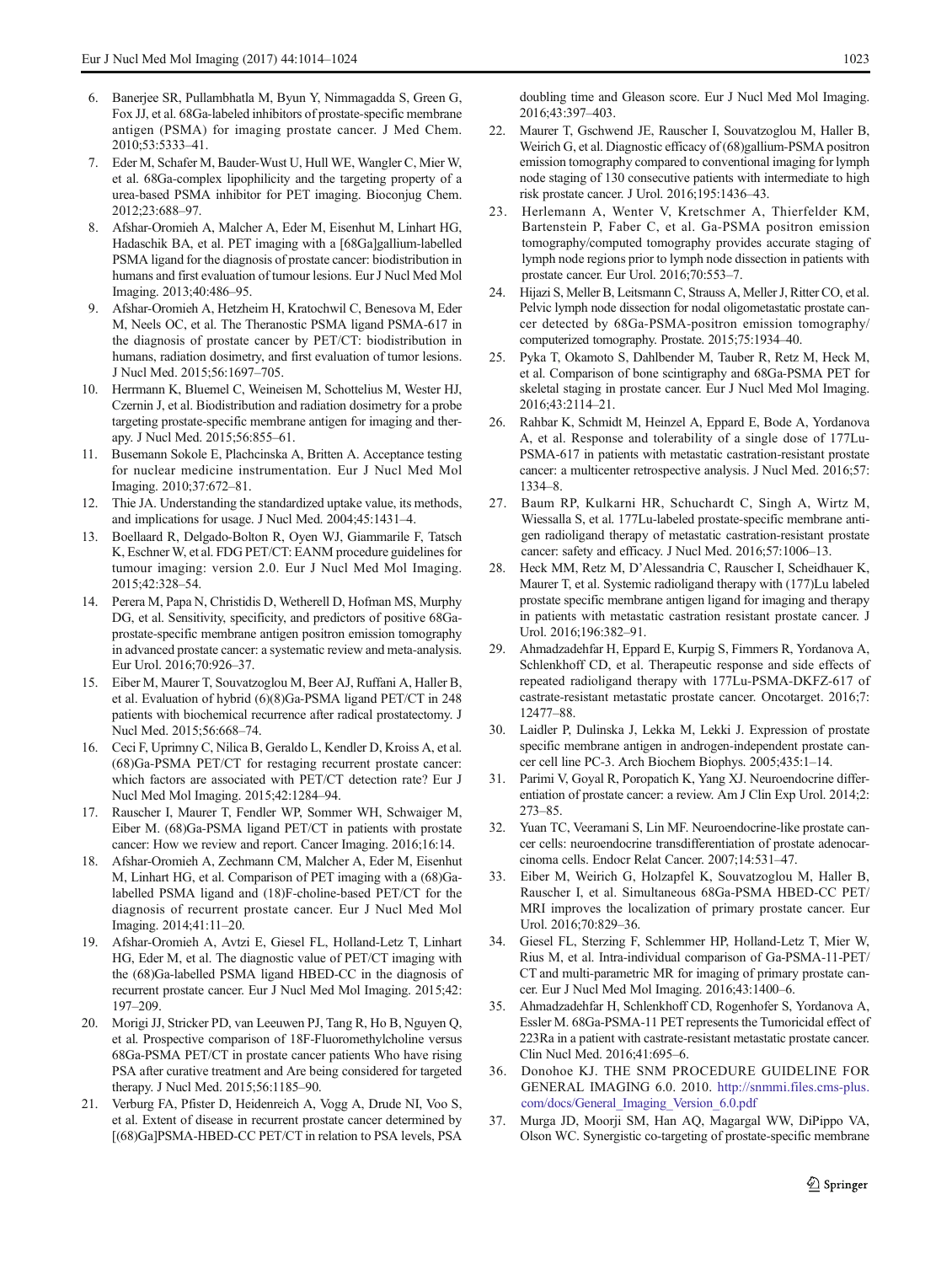6. Banerjee SR, Pullambhatla M, Byun Y, Nimmagadda S, Green G, Fox JJ, et al. 68Ga-labeled inhibitors of prostate-specific membrane antigen (PSMA) for imaging prostate cancer. J Med Chem. 2010;53:5333–41.
7. Eder M, Schafer M, Bauder-Wust U, Hull WE, Wangler C, Mier W, et al. 68Ga-complex lipophilicity and the targeting property of a urea-based PSMA inhibitor for PET imaging. Bioconjug Chem. 2012;23:688–97.
8. Afshar-Oromieh A, Malcher A, Eder M, Eisenhut M, Linhart HG, Hadaschik BA, et al. PET imaging with a [68Ga]gallium-labelled PSMA ligand for the diagnosis of prostate cancer: biodistribution in humans and first evaluation of tumour lesions. Eur J Nucl Med Mol Imaging. 2013;40:486–95.
9. Afshar-Oromieh A, Hetzheim H, Kratochwil C, Benesova M, Eder M, Neels OC, et al. The Theranostic PSMA ligand PSMA-617 in the diagnosis of prostate cancer by PET/CT: biodistribution in humans, radiation dosimetry, and first evaluation of tumor lesions. J Nucl Med. 2015;56:1697–705.
10. Herrmann K, Bluemel C, Weineisen M, Schottelius M, Wester HJ, Czernin J, et al. Biodistribution and radiation dosimetry for a probe targeting prostate-specific membrane antigen for imaging and therapy. J Nucl Med. 2015;56:855–61.
11. Busemann Sokole E, Plachcinska A, Britten A. Acceptance testing for nuclear medicine instrumentation. Eur J Nucl Med Mol Imaging. 2010;37:672–81.
12. Thie JA. Understanding the standardized uptake value, its methods, and implications for usage. J Nucl Med. 2004;45:1431–4.
13. Boellaard R, Delgado-Bolton R, Oyen WJ, Giammarile F, Tatsch K, Eschner W, et al. FDG PET/CT: EANM procedure guidelines for tumour imaging: version 2.0. Eur J Nucl Med Mol Imaging. 2015;42:328–54.
14. Perera M, Papa N, Christidis D, Wetherell D, Hofman MS, Murphy DG, et al. Sensitivity, specificity, and predictors of positive 68Ga-prostate-specific membrane antigen positron emission tomography in advanced prostate cancer: a systematic review and meta-analysis. Eur Urol. 2016;70:926–37.
15. Eiber M, Maurer T, Souvatzoglou M, Beer AJ, Ruffani A, Haller B, et al. Evaluation of hybrid (6)(8)Ga-PSMA ligand PET/CT in 248 patients with biochemical recurrence after radical prostatectomy. J Nucl Med. 2015;56:668–74.
16. Ceci F, Uprimny C, Nilica B, Geraldo L, Kendler D, Kroiss A, et al. (68)Ga-PSMA PET/CT for restaging recurrent prostate cancer: which factors are associated with PET/CT detection rate? Eur J Nucl Med Mol Imaging. 2015;42:1284–94.
17. Rauscher I, Maurer T, Fendler WP, Sommer WH, Schwaiger M, Eiber M. (68)Ga-PSMA ligand PET/CT in patients with prostate cancer: How we review and report. Cancer Imaging. 2016;16:14.
18. Afshar-Oromieh A, Zechmann CM, Malcher A, Eder M, Eisenhut M, Linhart HG, et al. Comparison of PET imaging with a (68)Ga-labelled PSMA ligand and (18)F-choline-based PET/CT for the diagnosis of recurrent prostate cancer. Eur J Nucl Med Mol Imaging. 2014;41:11–20.
19. Afshar-Oromieh A, Avtzi E, Giesel FL, Holland-Letz T, Linhart HG, Eder M, et al. The diagnostic value of PET/CT imaging with the (68)Ga-labelled PSMA ligand HBED-CC in the diagnosis of recurrent prostate cancer. Eur J Nucl Med Mol Imaging. 2015;42:197–209.
20. Morigi JJ, Stricker PD, van Leeuwen PJ, Tang R, Ho B, Nguyen Q, et al. Prospective comparison of 18F-Fluoromethylcholine versus 68Ga-PSMA PET/CT in prostate cancer patients Who have rising PSA after curative treatment and Are being considered for targeted therapy. J Nucl Med. 2015;56:1185–90.
21. Verburg FA, Pfister D, Heidenreich A, Vogg A, Drude NI, Voo S, et al. Extent of disease in recurrent prostate cancer determined by [(68)Ga]PSMA-HBED-CC PET/CT in relation to PSA levels, PSA doubling time and Gleason score. Eur J Nucl Med Mol Imaging. 2016;43:397–403.
22. Maurer T, Gschwend JE, Rauscher I, Souvatzoglou M, Haller B, Weirich G, et al. Diagnostic efficacy of (68)gallium-PSMA positron emission tomography compared to conventional imaging for lymph node staging of 130 consecutive patients with intermediate to high risk prostate cancer. J Urol. 2016;195:1436–43.
23. Herlemann A, Wenter V, Kretschmer A, Thierfelder KM, Bartenstein P, Faber C, et al. Ga-PSMA positron emission tomography/computed tomography provides accurate staging of lymph node regions prior to lymph node dissection in patients with prostate cancer. Eur Urol. 2016;70:553–7.
24. Hijazi S, Meller B, Leitsmann C, Strauss A, Meller J, Ritter CO, et al. Pelvic lymph node dissection for nodal oligometastatic prostate cancer detected by 68Ga-PSMA-positron emission tomography/computerized tomography. Prostate. 2015;75:1934–40.
25. Pyka T, Okamoto S, Dahlbender M, Tauber R, Retz M, Heck M, et al. Comparison of bone scintigraphy and 68Ga-PSMA PET for skeletal staging in prostate cancer. Eur J Nucl Med Mol Imaging. 2016;43:2114–21.
26. Rahbar K, Schmidt M, Heinzel A, Eppard E, Bode A, Yordanova A, et al. Response and tolerability of a single dose of 177Lu-PSMA-617 in patients with metastatic castration-resistant prostate cancer: a multicenter retrospective analysis. J Nucl Med. 2016;57:1334–8.
27. Baum RP, Kulkarni HR, Schuchardt C, Singh A, Wirtz M, Wiessalla S, et al. 177Lu-labeled prostate-specific membrane antigen radioligand therapy of metastatic castration-resistant prostate cancer: safety and efficacy. J Nucl Med. 2016;57:1006–13.
28. Heck MM, Retz M, D'Alessandria C, Rauscher I, Scheidhauer K, Maurer T, et al. Systemic radioligand therapy with (177)Lu labeled prostate specific membrane antigen ligand for imaging and therapy in patients with metastatic castration resistant prostate cancer. J Urol. 2016;196:382–91.
29. Ahmadzadehfar H, Eppard E, Kurpig S, Fimmers R, Yordanova A, Schlenkhoff CD, et al. Therapeutic response and side effects of repeated radioligand therapy with 177Lu-PSMA-DKFZ-617 of castrate-resistant metastatic prostate cancer. Oncotarget. 2016;7:12477–88.
30. Laidler P, Dulinska J, Lekka M, Lekki J. Expression of prostate specific membrane antigen in androgen-independent prostate cancer cell line PC-3. Arch Biochem Biophys. 2005;435:1–14.
31. Parimi V, Goyal R, Poropatich K, Yang XJ. Neuroendocrine differentiation of prostate cancer: a review. Am J Clin Exp Urol. 2014;2:273–85.
32. Yuan TC, Veeramani S, Lin MF. Neuroendocrine-like prostate cancer cells: neuroendocrine transdifferentiation of prostate adenocarcinoma cells. Endocr Relat Cancer. 2007;14:531–47.
33. Eiber M, Weirich G, Holzapfel K, Souvatzoglou M, Haller B, Rauscher I, et al. Simultaneous 68Ga-PSMA HBED-CC PET/MRI improves the localization of primary prostate cancer. Eur Urol. 2016;70:829–36.
34. Giesel FL, Sterzing F, Schlemmer HP, Holland-Letz T, Mier W, Rius M, et al. Intra-individual comparison of Ga-PSMA-11-PET/CT and multi-parametric MR for imaging of primary prostate cancer. Eur J Nucl Med Mol Imaging. 2016;43:1400–6.
35. Ahmadzadehfar H, Schlenkhoff CD, Rogenhofer S, Yordanova A, Essler M. 68Ga-PSMA-11 PET represents the Tumoricidal effect of 223Ra in a patient with castrate-resistant metastatic prostate cancer. Clin Nucl Med. 2016;41:695–6.
36. Donohoe KJ. THE SNM PROCEDURE GUIDELINE FOR GENERAL IMAGING 6.0. 2010. http://snmmi.files.cms-plus.com/docs/General_Imaging_Version_6.0.pdf
37. Murga JD, Moorji SM, Han AQ, Magargal WW, DiPippo VA, Olson WC. Synergistic co-targeting of prostate-specific membrane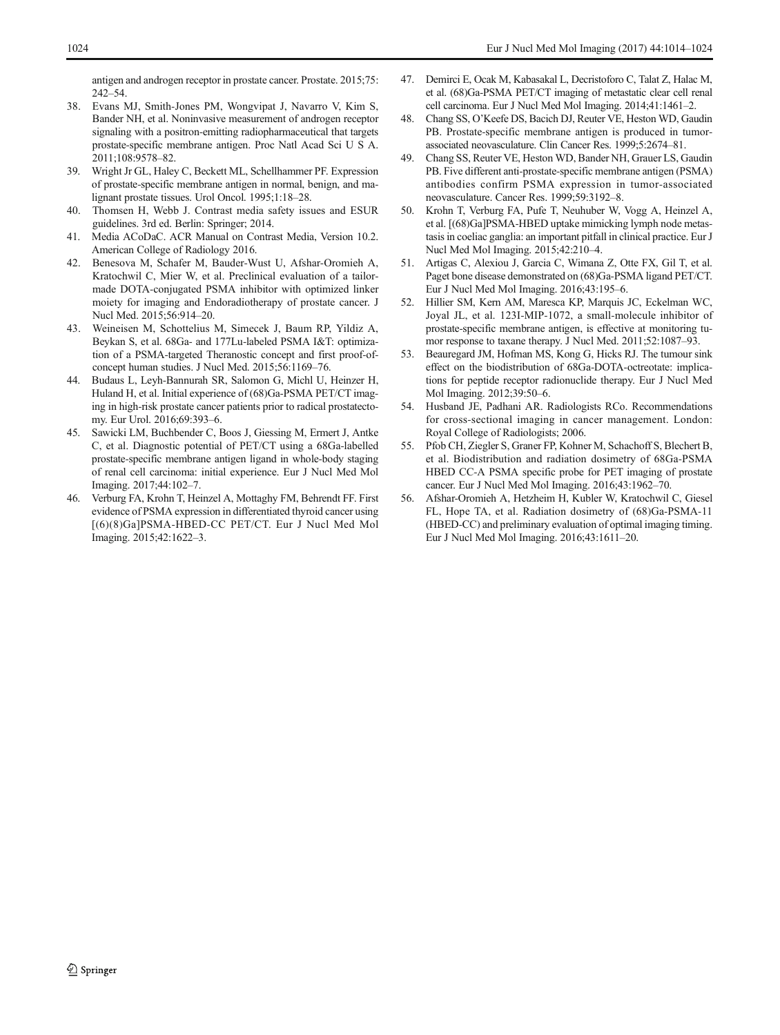antigen and androgen receptor in prostate cancer. Prostate. 2015;75: 242–54.

38. Evans MJ, Smith-Jones PM, Wongvipat J, Navarro V, Kim S, Bander NH, et al. Noninvasive measurement of androgen receptor signaling with a positron-emitting radiopharmaceutical that targets prostate-specific membrane antigen. Proc Natl Acad Sci U S A. 2011;108:9578–82.
39. Wright Jr GL, Haley C, Beckett ML, Schellhammer PF. Expression of prostate-specific membrane antigen in normal, benign, and malignant prostate tissues. Urol Oncol. 1995;1:18–28.
40. Thomsen H, Webb J. Contrast media safety issues and ESUR guidelines. 3rd ed. Berlin: Springer; 2014.
41. Media ACoDaC. ACR Manual on Contrast Media, Version 10.2. American College of Radiology 2016.
42. Benesova M, Schafer M, Bauder-Wust U, Afshar-Oromieh A, Kratochwil C, Mier W, et al. Preclinical evaluation of a tailor-made DOTA-conjugated PSMA inhibitor with optimized linker moiety for imaging and Endoradiotherapy of prostate cancer. J Nucl Med. 2015;56:914–20.
43. Weineisen M, Schottelius M, Simecek J, Baum RP, Yildiz A, Beykan S, et al. 68Ga- and 177Lu-labeled PSMA I&T: optimization of a PSMA-targeted Theranostic concept and first proof-of-concept human studies. J Nucl Med. 2015;56:1169–76.
44. Budaus L, Leyh-Bannurah SR, Salomon G, Michl U, Heinzer H, Huland H, et al. Initial experience of (68)Ga-PSMA PET/CT imaging in high-risk prostate cancer patients prior to radical prostatectomy. Eur Urol. 2016;69:393–6.
45. Sawicki LM, Buchbender C, Boos J, Giessing M, Ermert J, Antke C, et al. Diagnostic potential of PET/CT using a 68Ga-labelled prostate-specific membrane antigen ligand in whole-body staging of renal cell carcinoma: initial experience. Eur J Nucl Med Mol Imaging. 2017;44:102–7.
46. Verburg FA, Krohn T, Heinzel A, Mottaghy FM, Behrendt FF. First evidence of PSMA expression in differentiated thyroid cancer using [(6)(8)Ga]PSMA-HBED-CC PET/CT. Eur J Nucl Med Mol Imaging. 2015;42:1622–3.
47. Demirci E, Ocak M, Kabasakal L, Decristoforo C, Talat Z, Halac M, et al. (68)Ga-PSMA PET/CT imaging of metastatic clear cell renal cell carcinoma. Eur J Nucl Med Mol Imaging. 2014;41:1461–2.
48. Chang SS, O'Keefe DS, Bacich DJ, Reuter VE, Heston WD, Gaudin PB. Prostate-specific membrane antigen is produced in tumor-associated neovasculature. Clin Cancer Res. 1999;5:2674–81.
49. Chang SS, Reuter VE, Heston WD, Bander NH, Grauer LS, Gaudin PB. Five different anti-prostate-specific membrane antigen (PSMA) antibodies confirm PSMA expression in tumor-associated neovasculature. Cancer Res. 1999;59:3192–8.
50. Krohn T, Verburg FA, Pufe T, Neuhuber W, Vogg A, Heinzel A, et al. [(68)Ga]PSMA-HBED uptake mimicking lymph node metastasis in coeliac ganglia: an important pitfall in clinical practice. Eur J Nucl Med Mol Imaging. 2015;42:210–4.
51. Artigas C, Alexiou J, Garcia C, Wimana Z, Otte FX, Gil T, et al. Paget bone disease demonstrated on (68)Ga-PSMA ligand PET/CT. Eur J Nucl Med Mol Imaging. 2016;43:195–6.
52. Hillier SM, Kern AM, Maresca KP, Marquis JC, Eckelman WC, Joyal JL, et al. 123I-MIP-1072, a small-molecule inhibitor of prostate-specific membrane antigen, is effective at monitoring tumor response to taxane therapy. J Nucl Med. 2011;52:1087–93.
53. Beauregard JM, Hofman MS, Kong G, Hicks RJ. The tumour sink effect on the biodistribution of 68Ga-DOTA-octreotate: implications for peptide receptor radionuclide therapy. Eur J Nucl Med Mol Imaging. 2012;39:50–6.
54. Husband JE, Padhani AR. Radiologists RCo. Recommendations for cross-sectional imaging in cancer management. London: Royal College of Radiologists; 2006.
55. Pfob CH, Ziegler S, Graner FP, Kohner M, Schachoff S, Blechert B, et al. Biodistribution and radiation dosimetry of 68Ga-PSMA HBED CC-A PSMA specific probe for PET imaging of prostate cancer. Eur J Nucl Med Mol Imaging. 2016;43:1962–70.
56. Afshar-Oromieh A, Hetzheim H, Kubler W, Kratochwil C, Giesel FL, Hope TA, et al. Radiation dosimetry of (68)Ga-PSMA-11 (HBED-CC) and preliminary evaluation of optimal imaging timing. Eur J Nucl Med Mol Imaging. 2016;43:1611–20.